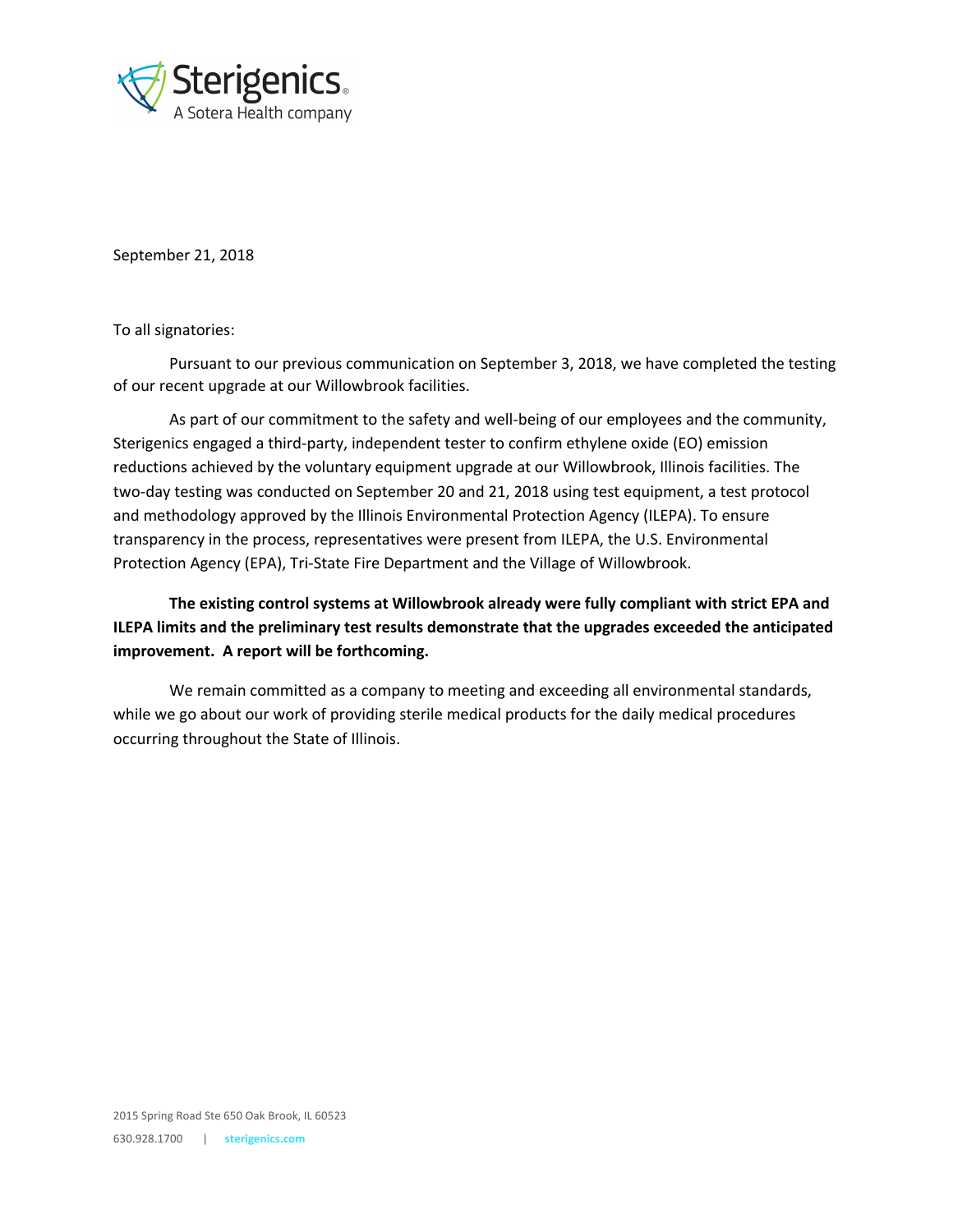Sterigenics
A Sotera Health company

September 21, 2018

To all signatories:

Pursuant to our previous communication on September 3, 2018, we have completed the testing of our recent upgrade at our Willowbrook facilities.

As part of our commitment to the safety and well-being of our employees and the community, Sterigenics engaged a third-party, independent tester to confirm ethylene oxide (EO) emission reductions achieved by the voluntary equipment upgrade at our Willowbrook, Illinois facilities. The two-day testing was conducted on September 20 and 21, 2018 using test equipment, a test protocol and methodology approved by the Illinois Environmental Protection Agency (ILEPA). To ensure transparency in the process, representatives were present from ILEPA, the U.S. Environmental Protection Agency (EPA), Tri-State Fire Department and the Village of Willowbrook.

**The existing control systems at Willowbrook already were fully compliant with strict EPA and ILEPA limits and the preliminary test results demonstrate that the upgrades exceeded the anticipated improvement. A report will be forthcoming.**

We remain committed as a company to meeting and exceeding all environmental standards, while we go about our work of providing sterile medical products for the daily medical procedures occurring throughout the State of Illinois.

2015 Spring Road Ste 650 Oak Brook, IL 60523
630.928.1700 | sterigenics.com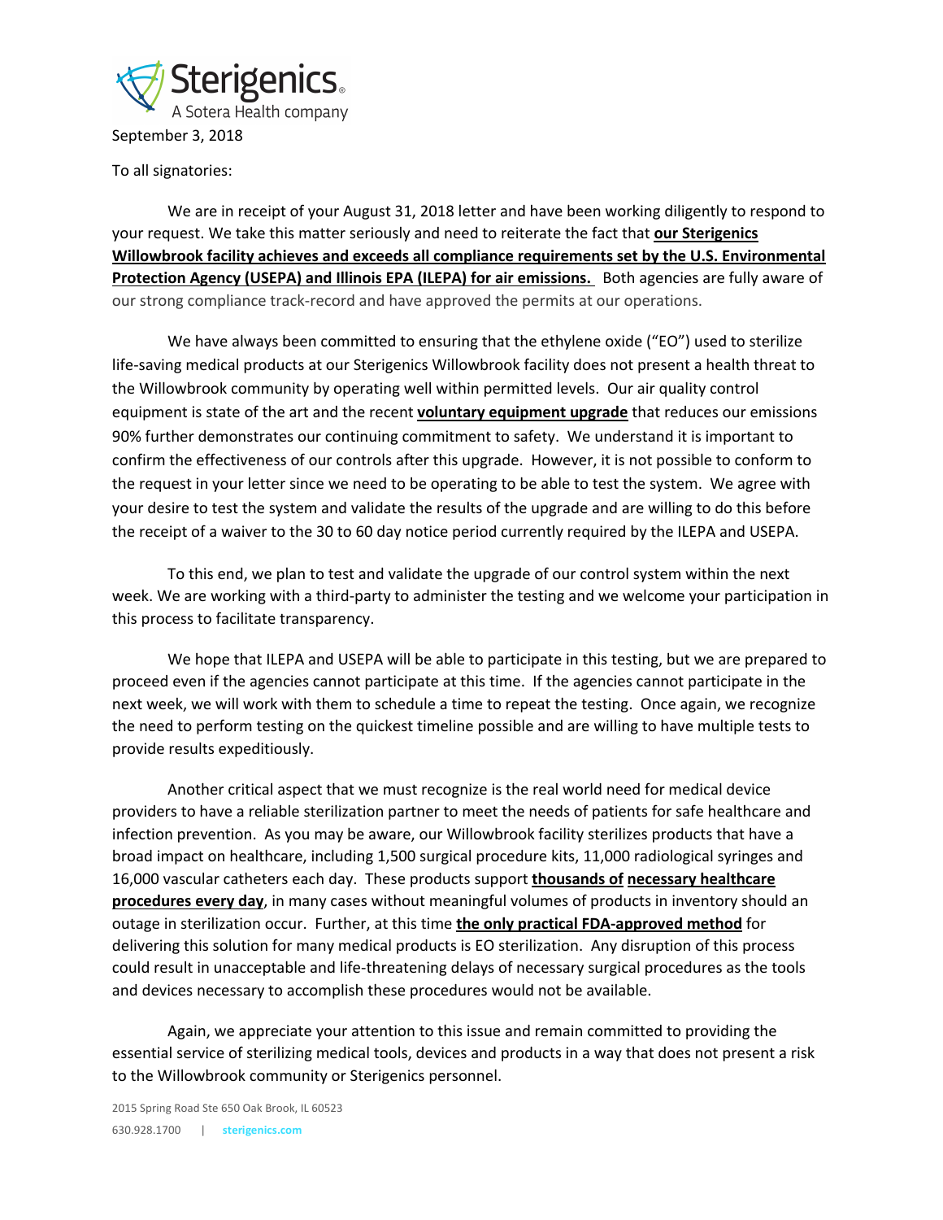Sterigenics

A Sotera Health company

September 3, 2018

To all signatories:

We are in receipt of your August 31, 2018 letter and have been working diligently to respond to your request. We take this matter seriously and need to reiterate the fact that **our Sterigenics Willowbrook facility achieves and exceeds all compliance requirements set by the U.S. Environmental Protection Agency (USEPA) and Illinois EPA (ILEPA) for air emissions.** Both agencies are fully aware of our strong compliance track-record and have approved the permits at our operations.

We have always been committed to ensuring that the ethylene oxide ("EO") used to sterilize life-saving medical products at our Sterigenics Willowbrook facility does not present a health threat to the Willowbrook community by operating well within permitted levels. Our air quality control equipment is state of the art and the recent **voluntary equipment upgrade** that reduces our emissions 90% further demonstrates our continuing commitment to safety. We understand it is important to confirm the effectiveness of our controls after this upgrade. However, it is not possible to conform to the request in your letter since we need to be operating to be able to test the system. We agree with your desire to test the system and validate the results of the upgrade and are willing to do this before the receipt of a waiver to the 30 to 60 day notice period currently required by the ILEPA and USEPA.

To this end, we plan to test and validate the upgrade of our control system within the next week. We are working with a third-party to administer the testing and we welcome your participation in this process to facilitate transparency.

We hope that ILEPA and USEPA will be able to participate in this testing, but we are prepared to proceed even if the agencies cannot participate at this time. If the agencies cannot participate in the next week, we will work with them to schedule a time to repeat the testing. Once again, we recognize the need to perform testing on the quickest timeline possible and are willing to have multiple tests to provide results expeditiously.

Another critical aspect that we must recognize is the real world need for medical device providers to have a reliable sterilization partner to meet the needs of patients for safe healthcare and infection prevention. As you may be aware, our Willowbrook facility sterilizes products that have a broad impact on healthcare, including 1,500 surgical procedure kits, 11,000 radiological syringes and 16,000 vascular catheters each day. These products support **thousands of necessary healthcare procedures every day**, in many cases without meaningful volumes of products in inventory should an outage in sterilization occur. Further, at this time **the only practical FDA-approved method** for delivering this solution for many medical products is EO sterilization. Any disruption of this process could result in unacceptable and life-threatening delays of necessary surgical procedures as the tools and devices necessary to accomplish these procedures would not be available.

Again, we appreciate your attention to this issue and remain committed to providing the essential service of sterilizing medical tools, devices and products in a way that does not present a risk to the Willowbrook community or Sterigenics personnel.

2015 Spring Road Ste 650 Oak Brook, IL 60523

630.928.1700 | sterigenics.com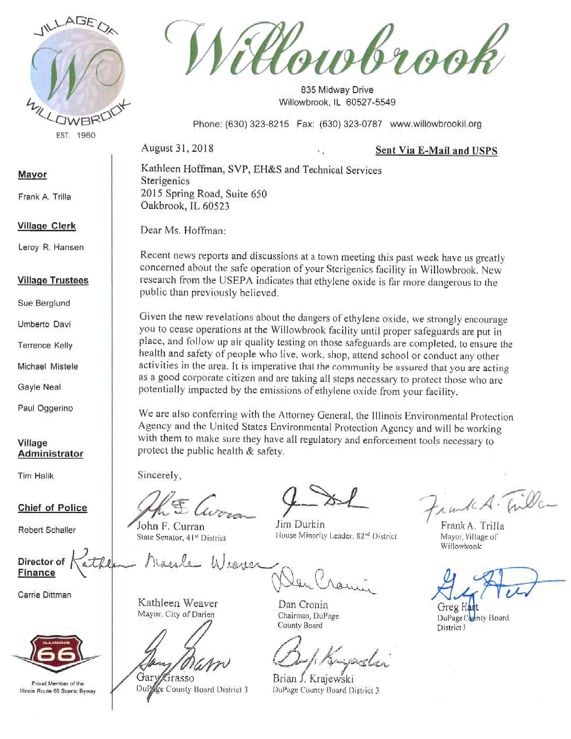VILLAGE OF WILLOWBROOK
EST. 1960

# Willowbrook

835 Midway Drive
Willowbrook, IL 60527-5549

Phone: (630) 323-8215 Fax: (630) 323-0787 www.willowbrookil.org

**Mayor**

Frank A. Trilla

**Village Clerk**

Leroy R. Hansen

**Village Trustees**

Sue Berglund

Umberto Davi

Terrence Kelly

Michael Mistele

Gayle Neal

Paul Oggerino

**Village Administrator**

Tim Halik

**Chief of Police**

Robert Schaller

**Director of Finance**

Carrie Dittman

ILLINOIS 66

Proud Member of the Illinois Route 66 Scenic Byway

August 31, 2018

**Sent Via E-Mail and USPS**

Kathleen Hoffman, SVP, EH&S and Technical Services
Sterigenics
2015 Spring Road, Suite 650
Oakbrook, IL 60523

Dear Ms. Hoffman:

Recent news reports and discussions at a town meeting this past week have us greatly concerned about the safe operation of your Sterigenics facility in Willowbrook. New research from the USEPA indicates that ethylene oxide is far more dangerous to the public than previously believed.

Given the new revelations about the dangers of ethylene oxide, we strongly encourage you to cease operations at the Willowbrook facility until proper safeguards are put in place, and follow up air quality testing on those safeguards are completed, to ensure the health and safety of people who live, work, shop, attend school or conduct any other activities in the area. It is imperative that the community be assured that you are acting as a good corporate citizen and are taking all steps necessary to protect those who are potentially impacted by the emissions of ethylene oxide from your facility.

We are also conferring with the Attorney General, the Illinois Environmental Protection Agency and the United States Environmental Protection Agency and will be working with them to make sure they have all regulatory and enforcement tools necessary to protect the public health & safety.

Sincerely,

John F. Curran
State Senator, 41st District

Jim Durkin
House Minority Leader, 82nd District

Frank A. Trilla
Mayor, Village of Willowbrook

Kathleen Weaver
Mayor, City of Darien

Dan Cronin
Chairman, DuPage County Board

Greg Hart
DuPage County Board District 3

Gary Grasso
DuPage County Board District 3

Brian J. Krajewski
DuPage County Board District 3